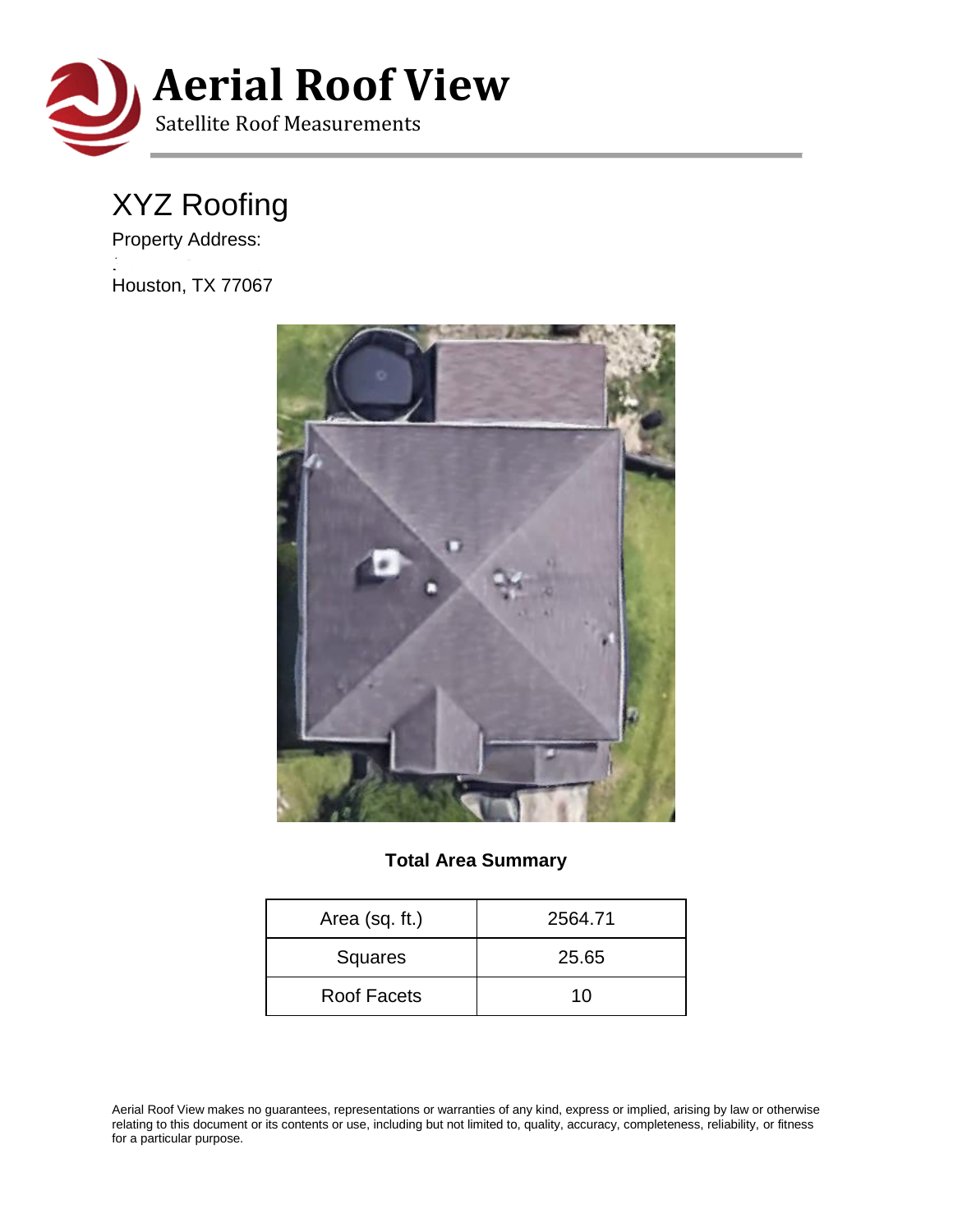# Aerial Roof View

Satellite Roof Measurements

## XYZ Roofing

Property Address:

Houston, TX 77067

**Total Area Summary**

| Area (sq. ft.) | 2564.71 |
|---|---|
| Squares | 25.65 |
| Roof Facets | 10 |

Aerial Roof View makes no guarantees, representations or warranties of any kind, express or implied, arising by law or otherwise relating to this document or its contents or use, including but not limited to, quality, accuracy, completeness, reliability, or fitness for a particular purpose.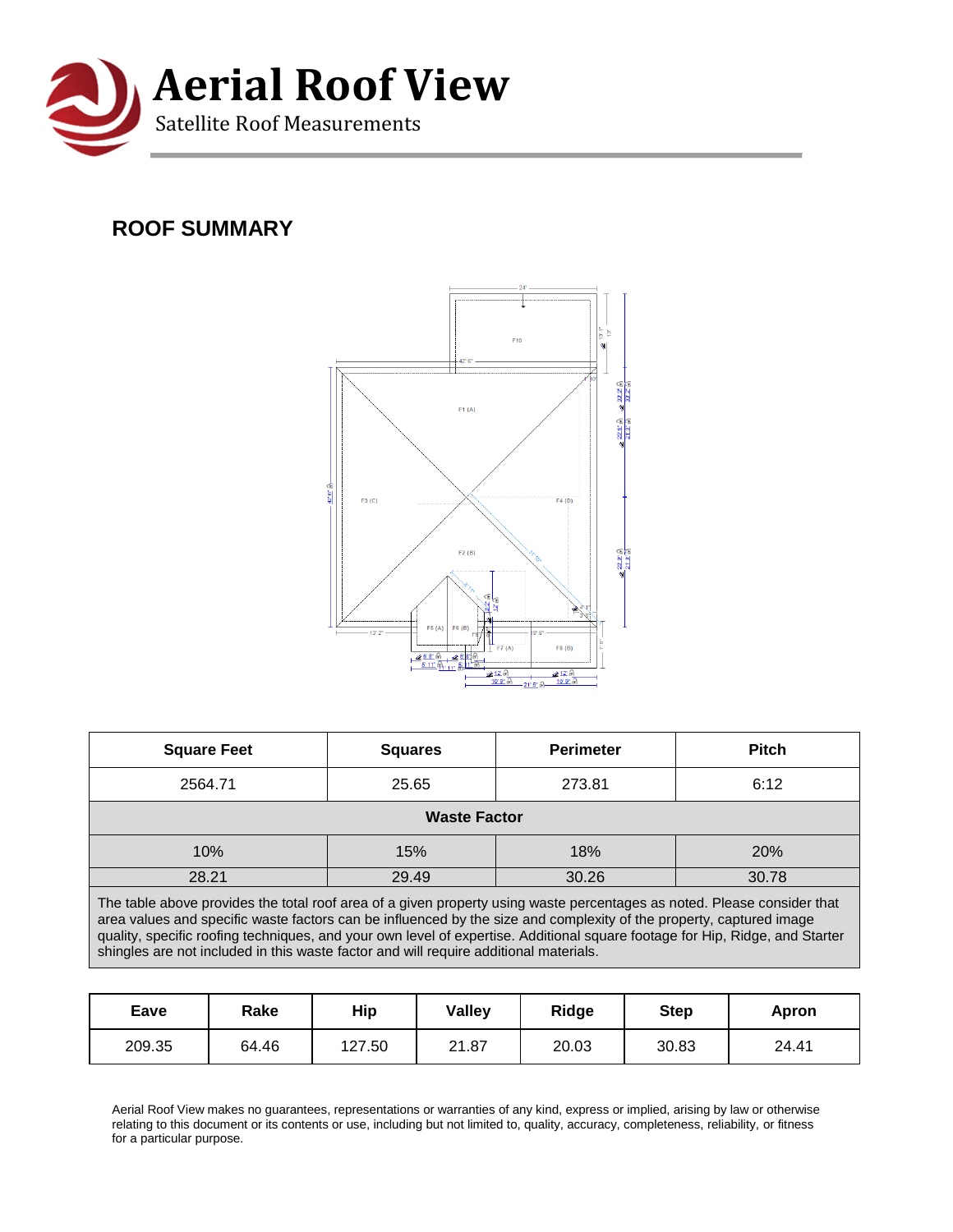# Aerial Roof View

Satellite Roof Measurements

## ROOF SUMMARY

| Square Feet | Squares | Perimeter | Pitch |
| --- | --- | --- | --- |
| 2564.71 | 25.65 | 273.81 | 6:12 |
| **Waste Factor** | | | |
| 10% | 15% | 18% | 20% |
| 28.21 | 29.49 | 30.26 | 30.78 |

The table above provides the total roof area of a given property using waste percentages as noted. Please consider that area values and specific waste factors can be influenced by the size and complexity of the property, captured image quality, specific roofing techniques, and your own level of expertise. Additional square footage for Hip, Ridge, and Starter shingles are not included in this waste factor and will require additional materials.

| Eave | Rake | Hip | Valley | Ridge | Step | Apron |
| --- | --- | --- | --- | --- | --- | --- |
| 209.35 | 64.46 | 127.50 | 21.87 | 20.03 | 30.83 | 24.41 |

Aerial Roof View makes no guarantees, representations or warranties of any kind, express or implied, arising by law or otherwise relating to this document or its contents or use, including but not limited to, quality, accuracy, completeness, reliability, or fitness for a particular purpose.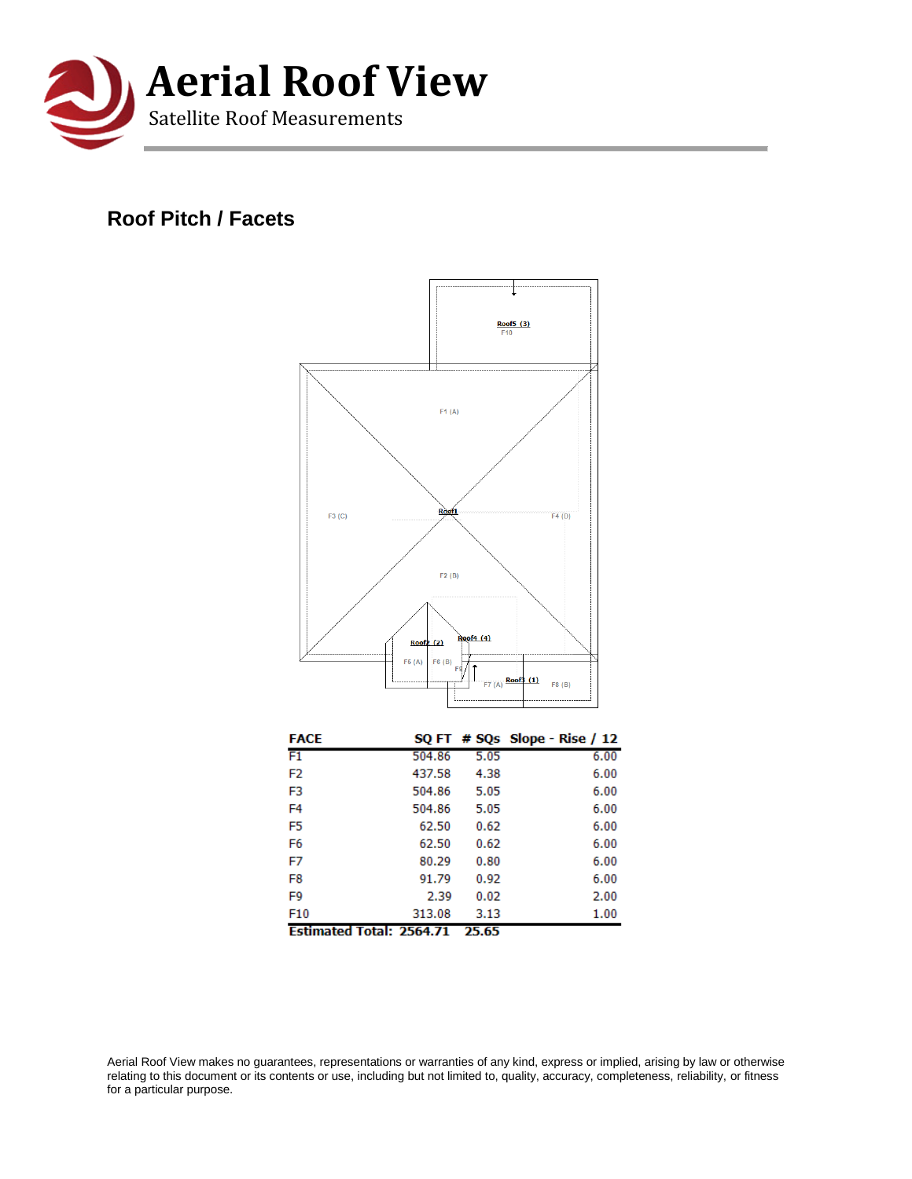## Roof Pitch / Facets

| FACE | SQ FT | # SQs | Slope - Rise / 12 |
|---|---|---|---|
| F1 | 504.86 | 5.05 | 6.00 |
| F2 | 437.58 | 4.38 | 6.00 |
| F3 | 504.86 | 5.05 | 6.00 |
| F4 | 504.86 | 5.05 | 6.00 |
| F5 | 62.50 | 0.62 | 6.00 |
| F6 | 62.50 | 0.62 | 6.00 |
| F7 | 80.29 | 0.80 | 6.00 |
| F8 | 91.79 | 0.92 | 6.00 |
| F9 | 2.39 | 0.02 | 2.00 |
| F10 | 313.08 | 3.13 | 1.00 |
| **Estimated Total:** | **2564.71** | **25.65** | |

Aerial Roof View makes no guarantees, representations or warranties of any kind, express or implied, arising by law or otherwise relating to this document or its contents or use, including but not limited to, quality, accuracy, completeness, reliability, or fitness for a particular purpose.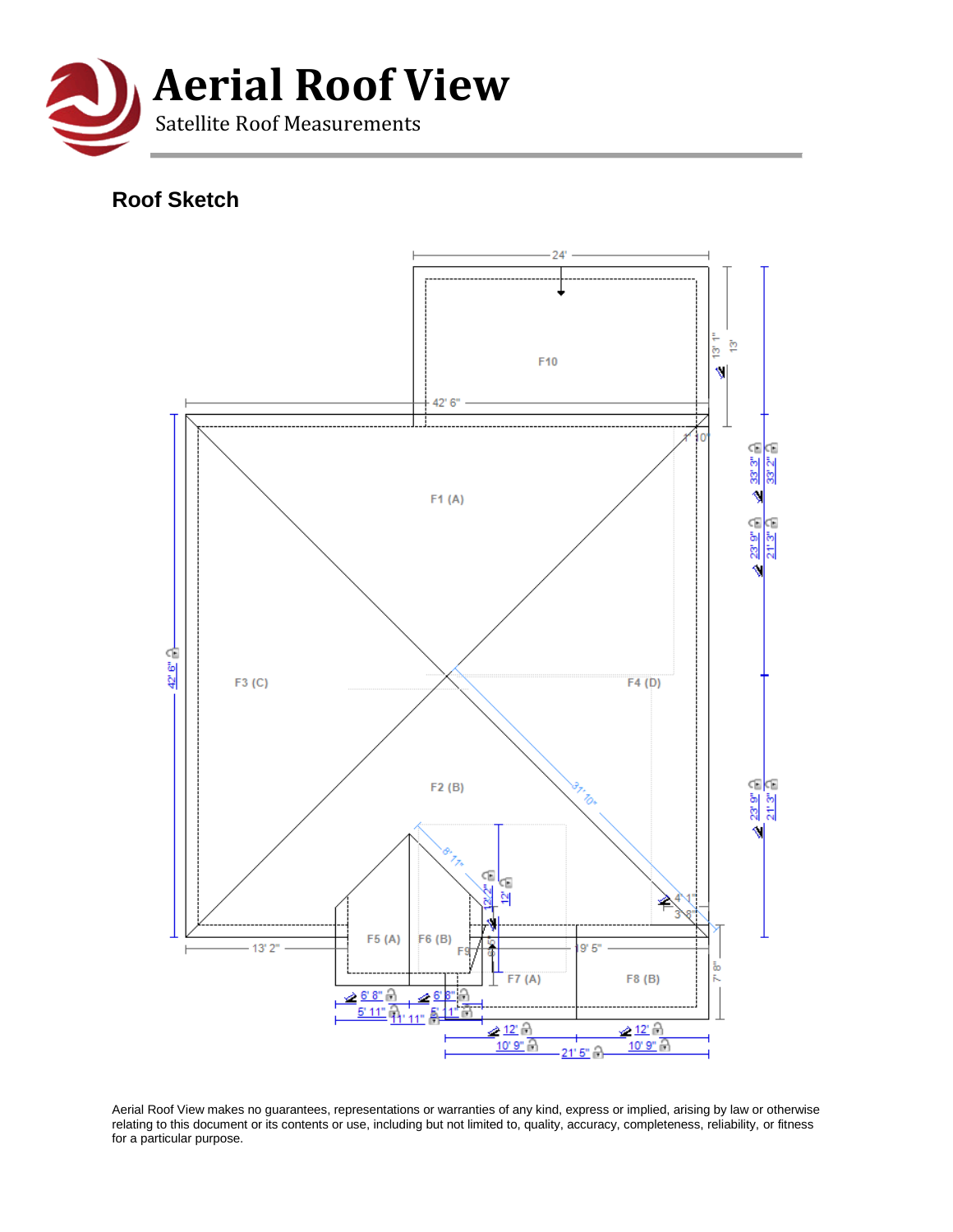# Aerial Roof View

Satellite Roof Measurements

## Roof Sketch

24'

F10

13' 1"

13'

42' 6"

1' 10"

F1 (A)

33' 3"

33' 2"

23' 9"

21' 3"

42' 6"

F3 (C)

F4 (D)

F2 (B)

31' 10"

23' 9"

21' 3"

8' 11"

12' 2"

12'

4' 1"

3' 8"

F5 (A)

F6 (B)

F9

13' 2"

9' 5"

F7 (A)

F8 (B)

7' 8"

6' 8"

6' 8"

5' 11"

5' 11"

11' 11"

12'

12'

10' 9"

10' 9"

21' 5"

Aerial Roof View makes no guarantees, representations or warranties of any kind, express or implied, arising by law or otherwise relating to this document or its contents or use, including but not limited to, quality, accuracy, completeness, reliability, or fitness for a particular purpose.